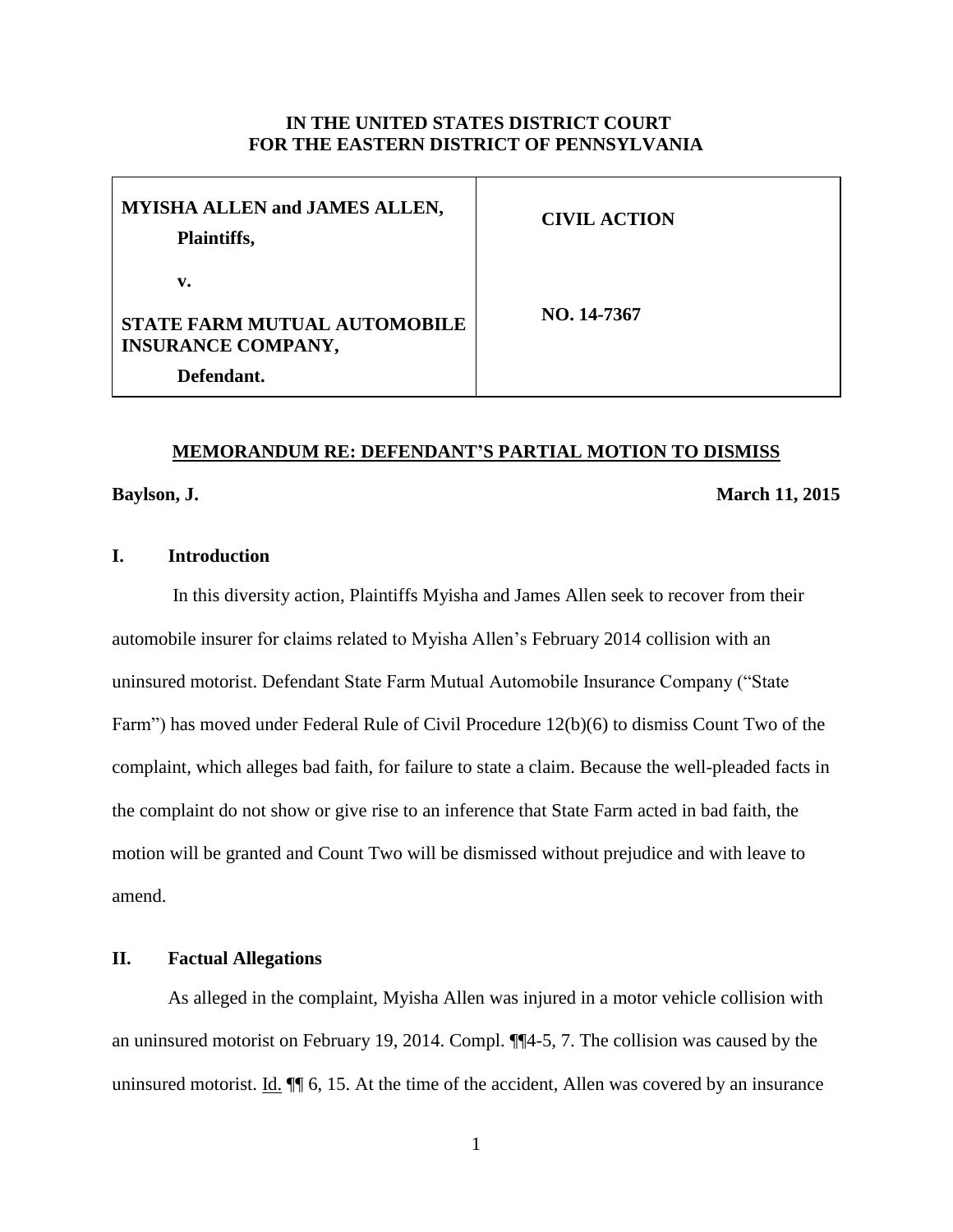**IN THE UNITED STATES DISTRICT COURT**
**FOR THE EASTERN DISTRICT OF PENNSYLVANIA**

| | |
|---|---|
| **MYISHA ALLEN and JAMES ALLEN,** **Plaintiffs,** | **CIVIL ACTION** |
| **v.** | |
| **STATE FARM MUTUAL AUTOMOBILE INSURANCE COMPANY,** **Defendant.** | **NO. 14-7367** |

**MEMORANDUM RE: DEFENDANT'S PARTIAL MOTION TO DISMISS**

**Baylson, J.** **March 11, 2015**

## I. Introduction

In this diversity action, Plaintiffs Myisha and James Allen seek to recover from their automobile insurer for claims related to Myisha Allen's February 2014 collision with an uninsured motorist. Defendant State Farm Mutual Automobile Insurance Company ("State Farm") has moved under Federal Rule of Civil Procedure 12(b)(6) to dismiss Count Two of the complaint, which alleges bad faith, for failure to state a claim. Because the well-pleaded facts in the complaint do not show or give rise to an inference that State Farm acted in bad faith, the motion will be granted and Count Two will be dismissed without prejudice and with leave to amend.

## II. Factual Allegations

As alleged in the complaint, Myisha Allen was injured in a motor vehicle collision with an uninsured motorist on February 19, 2014. Compl. ¶¶4-5, 7. The collision was caused by the uninsured motorist. Id. ¶¶ 6, 15. At the time of the accident, Allen was covered by an insurance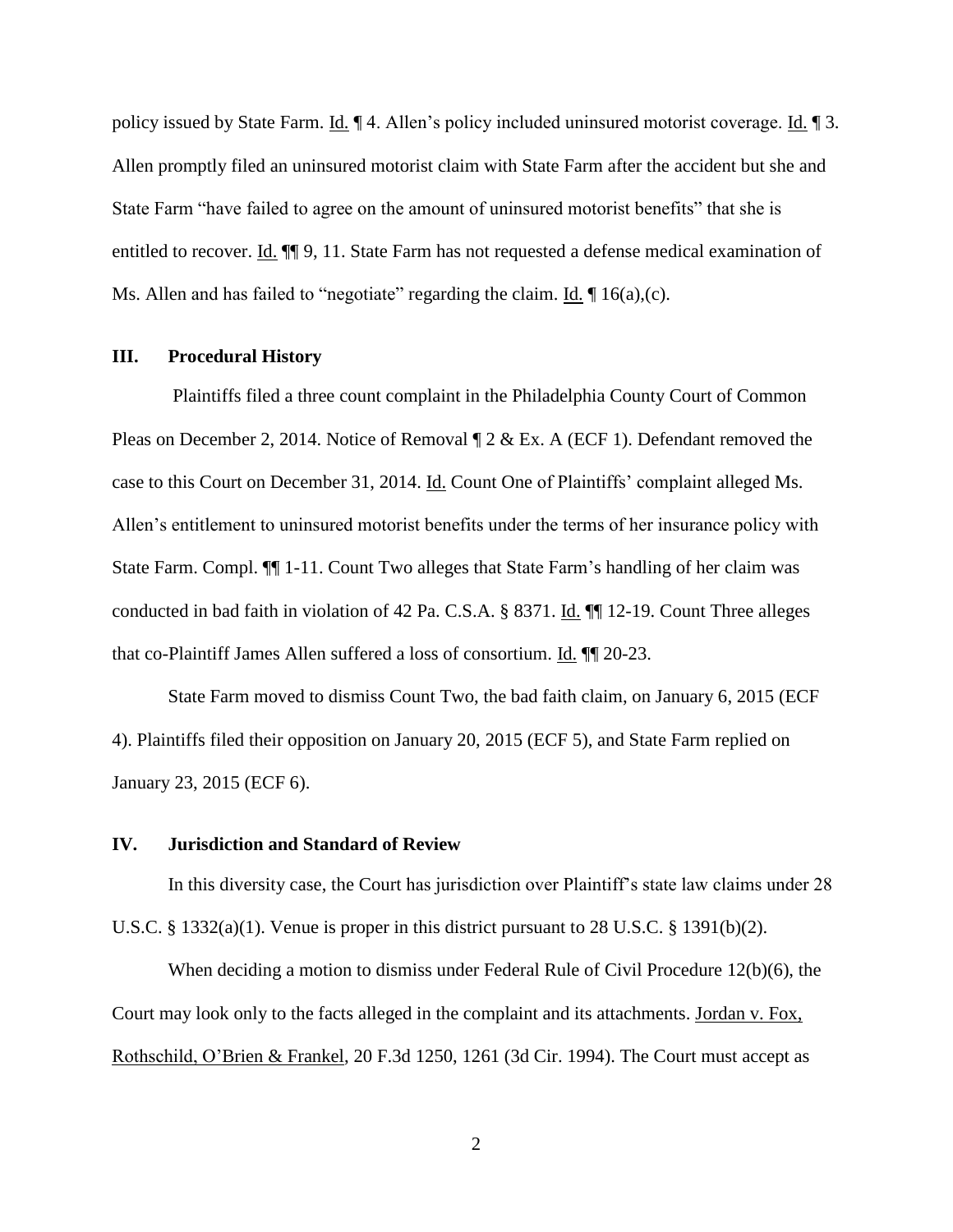policy issued by State Farm. Id. ¶ 4. Allen's policy included uninsured motorist coverage. Id. ¶ 3. Allen promptly filed an uninsured motorist claim with State Farm after the accident but she and State Farm "have failed to agree on the amount of uninsured motorist benefits" that she is entitled to recover. Id. ¶¶ 9, 11. State Farm has not requested a defense medical examination of Ms. Allen and has failed to "negotiate" regarding the claim. Id. ¶ 16(a),(c).

## III. Procedural History

Plaintiffs filed a three count complaint in the Philadelphia County Court of Common Pleas on December 2, 2014. Notice of Removal ¶ 2 & Ex. A (ECF 1). Defendant removed the case to this Court on December 31, 2014. Id. Count One of Plaintiffs' complaint alleged Ms. Allen's entitlement to uninsured motorist benefits under the terms of her insurance policy with State Farm. Compl. ¶¶ 1-11. Count Two alleges that State Farm's handling of her claim was conducted in bad faith in violation of 42 Pa. C.S.A. § 8371. Id. ¶¶ 12-19. Count Three alleges that co-Plaintiff James Allen suffered a loss of consortium. Id. ¶¶ 20-23.

State Farm moved to dismiss Count Two, the bad faith claim, on January 6, 2015 (ECF 4). Plaintiffs filed their opposition on January 20, 2015 (ECF 5), and State Farm replied on January 23, 2015 (ECF 6).

## IV. Jurisdiction and Standard of Review

In this diversity case, the Court has jurisdiction over Plaintiff's state law claims under 28 U.S.C. § 1332(a)(1). Venue is proper in this district pursuant to 28 U.S.C. § 1391(b)(2).

When deciding a motion to dismiss under Federal Rule of Civil Procedure 12(b)(6), the Court may look only to the facts alleged in the complaint and its attachments. Jordan v. Fox, Rothschild, O'Brien & Frankel, 20 F.3d 1250, 1261 (3d Cir. 1994). The Court must accept as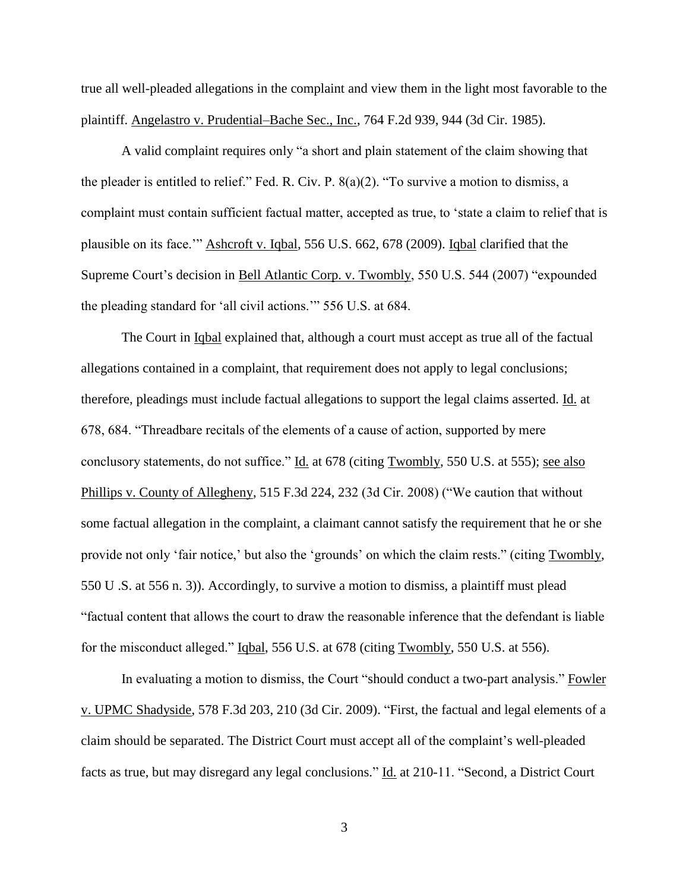true all well-pleaded allegations in the complaint and view them in the light most favorable to the plaintiff. Angelastro v. Prudential–Bache Sec., Inc., 764 F.2d 939, 944 (3d Cir. 1985).

A valid complaint requires only "a short and plain statement of the claim showing that the pleader is entitled to relief." Fed. R. Civ. P. 8(a)(2). "To survive a motion to dismiss, a complaint must contain sufficient factual matter, accepted as true, to 'state a claim to relief that is plausible on its face.'" Ashcroft v. Iqbal, 556 U.S. 662, 678 (2009). Iqbal clarified that the Supreme Court's decision in Bell Atlantic Corp. v. Twombly, 550 U.S. 544 (2007) "expounded the pleading standard for 'all civil actions.'" 556 U.S. at 684.

The Court in Iqbal explained that, although a court must accept as true all of the factual allegations contained in a complaint, that requirement does not apply to legal conclusions; therefore, pleadings must include factual allegations to support the legal claims asserted. Id. at 678, 684. "Threadbare recitals of the elements of a cause of action, supported by mere conclusory statements, do not suffice." Id. at 678 (citing Twombly, 550 U.S. at 555); see also Phillips v. County of Allegheny, 515 F.3d 224, 232 (3d Cir. 2008) ("We caution that without some factual allegation in the complaint, a claimant cannot satisfy the requirement that he or she provide not only 'fair notice,' but also the 'grounds' on which the claim rests." (citing Twombly, 550 U .S. at 556 n. 3)). Accordingly, to survive a motion to dismiss, a plaintiff must plead "factual content that allows the court to draw the reasonable inference that the defendant is liable for the misconduct alleged." Iqbal, 556 U.S. at 678 (citing Twombly, 550 U.S. at 556).

In evaluating a motion to dismiss, the Court "should conduct a two-part analysis." Fowler v. UPMC Shadyside, 578 F.3d 203, 210 (3d Cir. 2009). "First, the factual and legal elements of a claim should be separated. The District Court must accept all of the complaint's well-pleaded facts as true, but may disregard any legal conclusions." Id. at 210-11. "Second, a District Court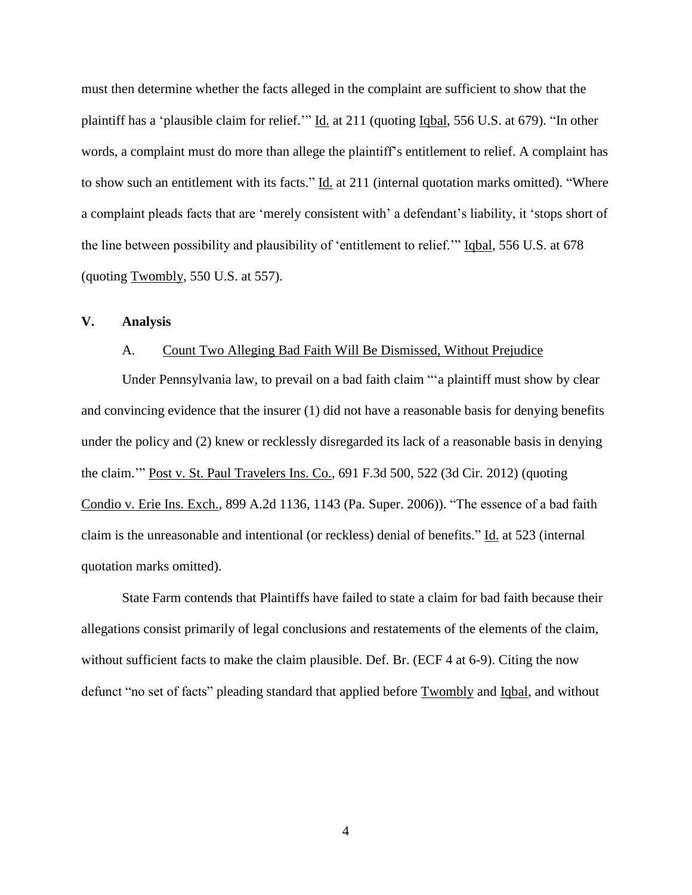must then determine whether the facts alleged in the complaint are sufficient to show that the plaintiff has a 'plausible claim for relief.'" Id. at 211 (quoting Iqbal, 556 U.S. at 679). "In other words, a complaint must do more than allege the plaintiff's entitlement to relief. A complaint has to show such an entitlement with its facts." Id. at 211 (internal quotation marks omitted). "Where a complaint pleads facts that are 'merely consistent with' a defendant's liability, it 'stops short of the line between possibility and plausibility of 'entitlement to relief.'" Iqbal, 556 U.S. at 678 (quoting Twombly, 550 U.S. at 557).

## V. Analysis

### A. Count Two Alleging Bad Faith Will Be Dismissed, Without Prejudice

Under Pennsylvania law, to prevail on a bad faith claim "'a plaintiff must show by clear and convincing evidence that the insurer (1) did not have a reasonable basis for denying benefits under the policy and (2) knew or recklessly disregarded its lack of a reasonable basis in denying the claim.'" Post v. St. Paul Travelers Ins. Co., 691 F.3d 500, 522 (3d Cir. 2012) (quoting Condio v. Erie Ins. Exch., 899 A.2d 1136, 1143 (Pa. Super. 2006)). "The essence of a bad faith claim is the unreasonable and intentional (or reckless) denial of benefits." Id. at 523 (internal quotation marks omitted).

State Farm contends that Plaintiffs have failed to state a claim for bad faith because their allegations consist primarily of legal conclusions and restatements of the elements of the claim, without sufficient facts to make the claim plausible. Def. Br. (ECF 4 at 6-9). Citing the now defunct "no set of facts" pleading standard that applied before Twombly and Iqbal, and without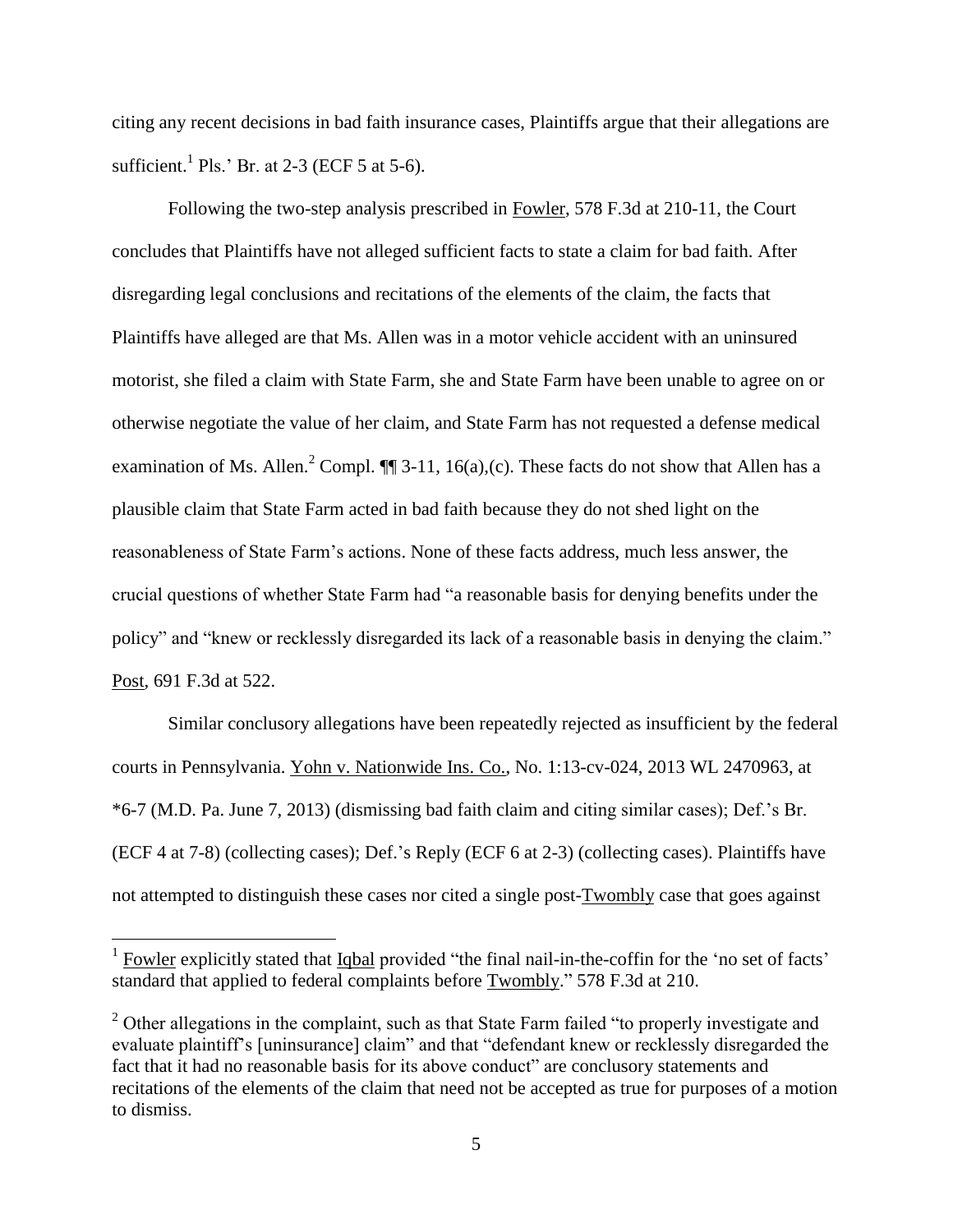citing any recent decisions in bad faith insurance cases, Plaintiffs argue that their allegations are sufficient.[1] Pls.' Br. at 2-3 (ECF 5 at 5-6).

Following the two-step analysis prescribed in Fowler, 578 F.3d at 210-11, the Court concludes that Plaintiffs have not alleged sufficient facts to state a claim for bad faith. After disregarding legal conclusions and recitations of the elements of the claim, the facts that Plaintiffs have alleged are that Ms. Allen was in a motor vehicle accident with an uninsured motorist, she filed a claim with State Farm, she and State Farm have been unable to agree on or otherwise negotiate the value of her claim, and State Farm has not requested a defense medical examination of Ms. Allen.[2] Compl. ¶¶ 3-11, 16(a),(c). These facts do not show that Allen has a plausible claim that State Farm acted in bad faith because they do not shed light on the reasonableness of State Farm's actions. None of these facts address, much less answer, the crucial questions of whether State Farm had "a reasonable basis for denying benefits under the policy" and "knew or recklessly disregarded its lack of a reasonable basis in denying the claim." Post, 691 F.3d at 522.

Similar conclusory allegations have been repeatedly rejected as insufficient by the federal courts in Pennsylvania. Yohn v. Nationwide Ins. Co., No. 1:13-cv-024, 2013 WL 2470963, at *6-7 (M.D. Pa. June 7, 2013) (dismissing bad faith claim and citing similar cases); Def.'s Br. (ECF 4 at 7-8) (collecting cases); Def.'s Reply (ECF 6 at 2-3) (collecting cases). Plaintiffs have not attempted to distinguish these cases nor cited a single post-Twombly case that goes against

---

[1] Fowler explicitly stated that Iqbal provided "the final nail-in-the-coffin for the 'no set of facts' standard that applied to federal complaints before Twombly." 578 F.3d at 210.

[2] Other allegations in the complaint, such as that State Farm failed "to properly investigate and evaluate plaintiff's [uninsurance] claim" and that "defendant knew or recklessly disregarded the fact that it had no reasonable basis for its above conduct" are conclusory statements and recitations of the elements of the claim that need not be accepted as true for purposes of a motion to dismiss.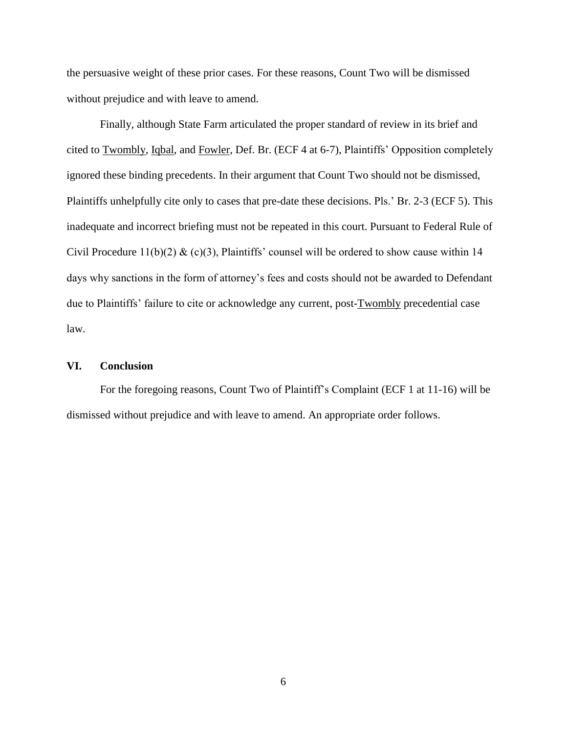the persuasive weight of these prior cases. For these reasons, Count Two will be dismissed without prejudice and with leave to amend.

Finally, although State Farm articulated the proper standard of review in its brief and cited to Twombly, Iqbal, and Fowler, Def. Br. (ECF 4 at 6-7), Plaintiffs' Opposition completely ignored these binding precedents. In their argument that Count Two should not be dismissed, Plaintiffs unhelpfully cite only to cases that pre-date these decisions. Pls.' Br. 2-3 (ECF 5). This inadequate and incorrect briefing must not be repeated in this court. Pursuant to Federal Rule of Civil Procedure 11(b)(2) & (c)(3), Plaintiffs' counsel will be ordered to show cause within 14 days why sanctions in the form of attorney's fees and costs should not be awarded to Defendant due to Plaintiffs' failure to cite or acknowledge any current, post-Twombly precedential case law.

## VI. Conclusion

For the foregoing reasons, Count Two of Plaintiff's Complaint (ECF 1 at 11-16) will be dismissed without prejudice and with leave to amend. An appropriate order follows.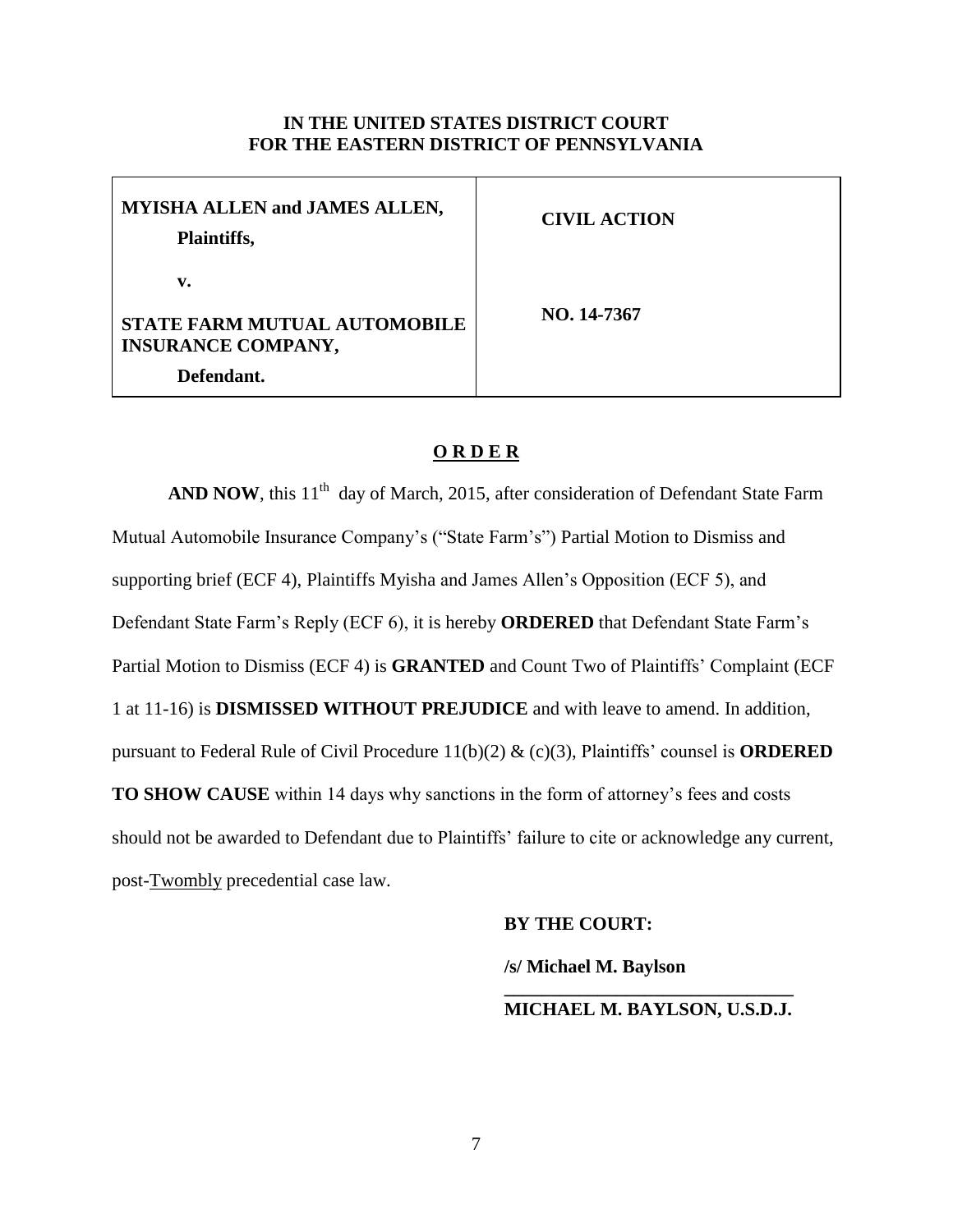**IN THE UNITED STATES DISTRICT COURT**
**FOR THE EASTERN DISTRICT OF PENNSYLVANIA**

| | |
|---|---|
| **MYISHA ALLEN and JAMES ALLEN,**<br>**Plaintiffs,**<br><br>**v.**<br><br>**STATE FARM MUTUAL AUTOMOBILE INSURANCE COMPANY,**<br>**Defendant.** | **CIVIL ACTION**<br><br>**NO. 14-7367** |

**O R D E R**

**AND NOW**, this 11th day of March, 2015, after consideration of Defendant State Farm Mutual Automobile Insurance Company's ("State Farm's") Partial Motion to Dismiss and supporting brief (ECF 4), Plaintiffs Myisha and James Allen's Opposition (ECF 5), and Defendant State Farm's Reply (ECF 6), it is hereby **ORDERED** that Defendant State Farm's Partial Motion to Dismiss (ECF 4) is **GRANTED** and Count Two of Plaintiffs' Complaint (ECF 1 at 11-16) is **DISMISSED WITHOUT PREJUDICE** and with leave to amend. In addition, pursuant to Federal Rule of Civil Procedure 11(b)(2) & (c)(3), Plaintiffs' counsel is **ORDERED TO SHOW CAUSE** within 14 days why sanctions in the form of attorney's fees and costs should not be awarded to Defendant due to Plaintiffs' failure to cite or acknowledge any current, post-Twombly precedential case law.

**BY THE COURT:**

**/s/ Michael M. Baylson**

**MICHAEL M. BAYLSON, U.S.D.J.**